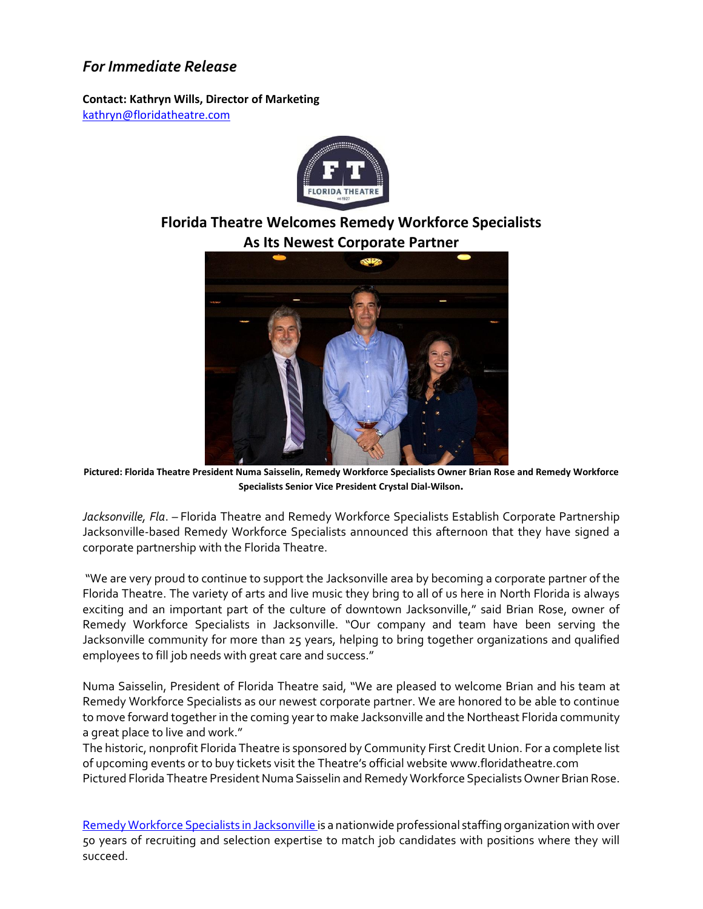*For Immediate Release*

**Contact: Kathryn Wills, Director of Marketing**
kathryn@floridatheatre.com

## Florida Theatre Welcomes Remedy Workforce Specialists As Its Newest Corporate Partner

**Pictured: Florida Theatre President Numa Saisselin, Remedy Workforce Specialists Owner Brian Rose and Remedy Workforce Specialists Senior Vice President Crystal Dial-Wilson.**

*Jacksonville, Fla*. – Florida Theatre and Remedy Workforce Specialists Establish Corporate Partnership Jacksonville-based Remedy Workforce Specialists announced this afternoon that they have signed a corporate partnership with the Florida Theatre.

"We are very proud to continue to support the Jacksonville area by becoming a corporate partner of the Florida Theatre. The variety of arts and live music they bring to all of us here in North Florida is always exciting and an important part of the culture of downtown Jacksonville," said Brian Rose, owner of Remedy Workforce Specialists in Jacksonville. "Our company and team have been serving the Jacksonville community for more than 25 years, helping to bring together organizations and qualified employees to fill job needs with great care and success."

Numa Saisselin, President of Florida Theatre said, "We are pleased to welcome Brian and his team at Remedy Workforce Specialists as our newest corporate partner. We are honored to be able to continue to move forward together in the coming year to make Jacksonville and the Northeast Florida community a great place to live and work."
The historic, nonprofit Florida Theatre is sponsored by Community First Credit Union. For a complete list of upcoming events or to buy tickets visit the Theatre's official website www.floridatheatre.com
Pictured Florida Theatre President Numa Saisselin and Remedy Workforce Specialists Owner Brian Rose.

Remedy Workforce Specialists in Jacksonville is a nationwide professional staffing organization with over 50 years of recruiting and selection expertise to match job candidates with positions where they will succeed.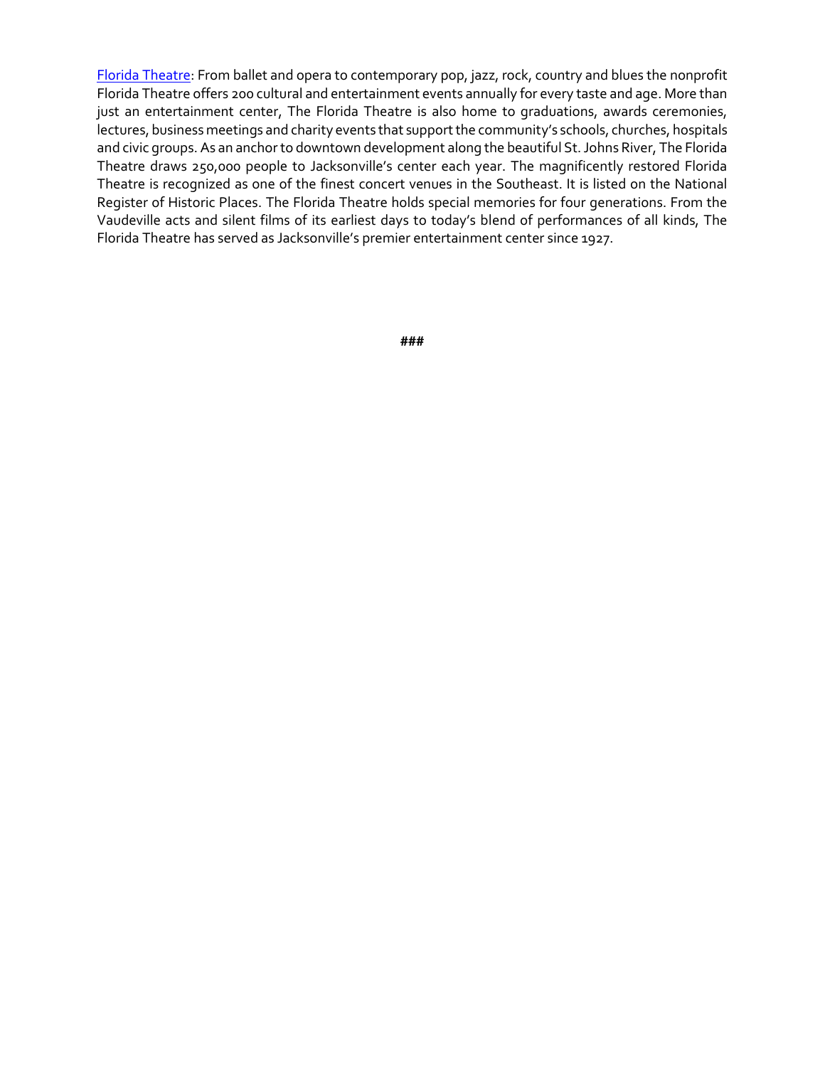[Florida Theatre]: From ballet and opera to contemporary pop, jazz, rock, country and blues the nonprofit Florida Theatre offers 200 cultural and entertainment events annually for every taste and age. More than just an entertainment center, The Florida Theatre is also home to graduations, awards ceremonies, lectures, business meetings and charity events that support the community's schools, churches, hospitals and civic groups. As an anchor to downtown development along the beautiful St. Johns River, The Florida Theatre draws 250,000 people to Jacksonville's center each year. The magnificently restored Florida Theatre is recognized as one of the finest concert venues in the Southeast. It is listed on the National Register of Historic Places. The Florida Theatre holds special memories for four generations. From the Vaudeville acts and silent films of its earliest days to today's blend of performances of all kinds, The Florida Theatre has served as Jacksonville's premier entertainment center since 1927.

**###**